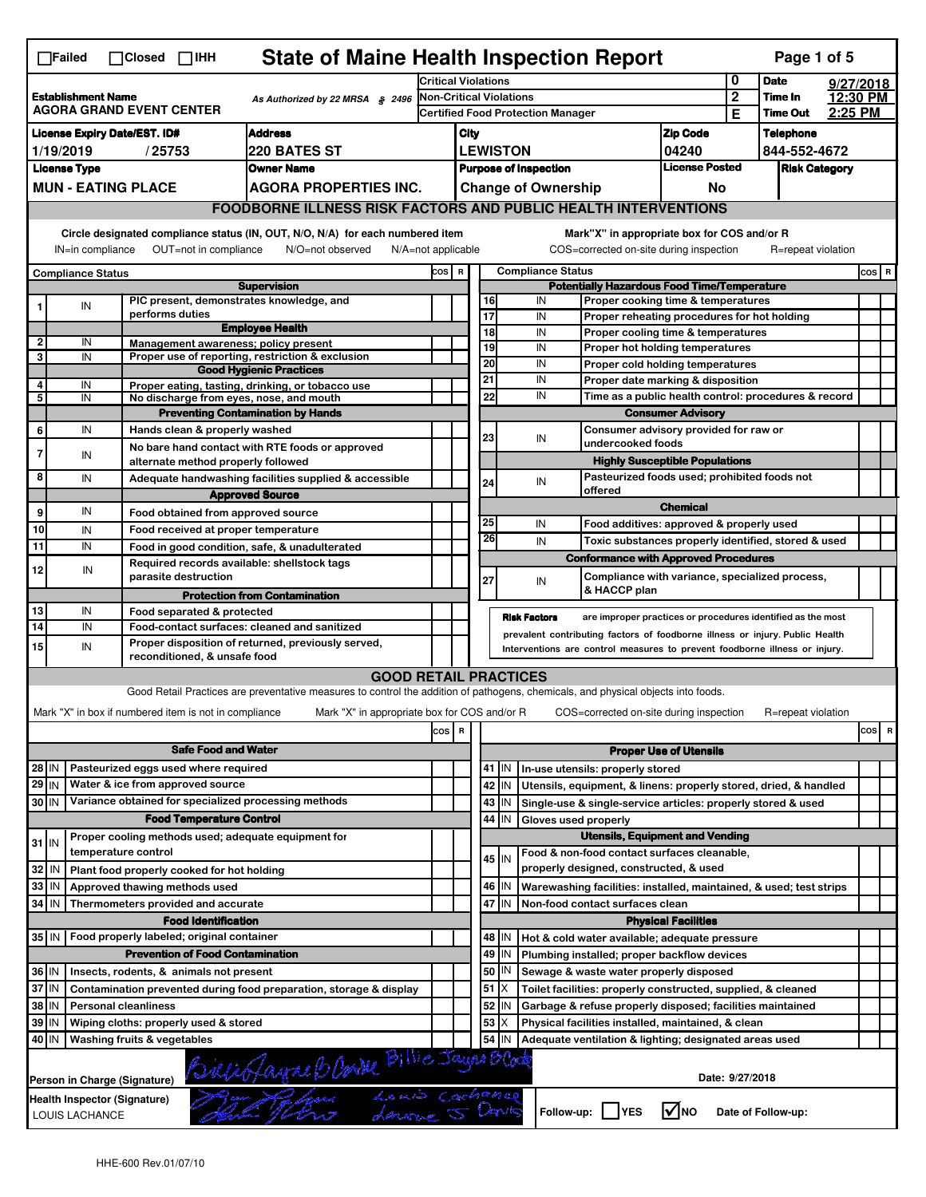☐Failed ☐Closed ☐IHH

# State of Maine Health Inspection Report

| Establishment Name | As Authorized by 22 MRSA § 2496 | Critical Violations | 0 | Date | 9/27/2018 |
|---|---|---|---|---|---|
| AGORA GRAND EVENT CENTER | | Non-Critical Violations | 2 | Time In | 12:30 PM |
| | | Certified Food Protection Manager | E | Time Out | 2:25 PM |

| License Expiry Date/EST. ID# | Address | City | Zip Code | Telephone |
|---|---|---|---|---|
| 1/19/2019 / 25753 | 220 BATES ST | LEWISTON | 04240 | 844-552-4672 |

| License Type | Owner Name | Purpose of Inspection | License Posted | Risk Category |
|---|---|---|---|---|
| MUN - EATING PLACE | AGORA PROPERTIES INC. | Change of Ownership | No | |

## FOODBORNE ILLNESS RISK FACTORS AND PUBLIC HEALTH INTERVENTIONS

Circle designated compliance status (IN, OUT, N/O, N/A) for each numbered item — IN=in compliance, OUT=not in compliance, N/O=not observed, N/A=not applicable

Mark "X" in appropriate box for COS and/or R — COS=corrected on-site during inspection, R=repeat violation

| # | Compliance Status | Item | COS | R |
|---|---|---|---|---|
| | | **Supervision** | | |
| 1 | IN | PIC present, demonstrates knowledge, and performs duties | | |
| | | **Employee Health** | | |
| 2 | IN | Management awareness; policy present | | |
| 3 | IN | Proper use of reporting, restriction & exclusion | | |
| | | **Good Hygienic Practices** | | |
| 4 | IN | Proper eating, tasting, drinking, or tobacco use | | |
| 5 | IN | No discharge from eyes, nose, and mouth | | |
| | | **Preventing Contamination by Hands** | | |
| 6 | IN | Hands clean & properly washed | | |
| 7 | IN | No bare hand contact with RTE foods or approved alternate method properly followed | | |
| 8 | IN | Adequate handwashing facilities supplied & accessible | | |
| | | **Approved Source** | | |
| 9 | IN | Food obtained from approved source | | |
| 10 | IN | Food received at proper temperature | | |
| 11 | IN | Food in good condition, safe, & unadulterated | | |
| 12 | IN | Required records available: shellstock tags parasite destruction | | |
| | | **Protection from Contamination** | | |
| 13 | IN | Food separated & protected | | |
| 14 | IN | Food-contact surfaces: cleaned and sanitized | | |
| 15 | IN | Proper disposition of returned, previously served, reconditioned, & unsafe food | | |
| | | **Potentially Hazardous Food Time/Temperature** | | |
| 16 | IN | Proper cooking time & temperatures | | |
| 17 | IN | Proper reheating procedures for hot holding | | |
| 18 | IN | Proper cooling time & temperatures | | |
| 19 | IN | Proper hot holding temperatures | | |
| 20 | IN | Proper cold holding temperatures | | |
| 21 | IN | Proper date marking & disposition | | |
| 22 | IN | Time as a public health control: procedures & record | | |
| | | **Consumer Advisory** | | |
| 23 | IN | Consumer advisory provided for raw or undercooked foods | | |
| | | **Highly Susceptible Populations** | | |
| 24 | IN | Pasteurized foods used; prohibited foods not offered | | |
| | | **Chemical** | | |
| 25 | IN | Food additives: approved & properly used | | |
| 26 | IN | Toxic substances properly identified, stored & used | | |
| | | **Conformance with Approved Procedures** | | |
| 27 | IN | Compliance with variance, specialized process, & HACCP plan | | |

**Risk Factors** are improper practices or procedures identified as the most prevalent contributing factors of foodborne illness or injury. Public Health Interventions are control measures to prevent foodborne illness or injury.

## GOOD RETAIL PRACTICES

Good Retail Practices are preventative measures to control the addition of pathogens, chemicals, and physical objects into foods.

Mark "X" in box if numbered item is not in compliance — Mark "X" in appropriate box for COS and/or R — COS=corrected on-site during inspection — R=repeat violation

| # | Status | Item | COS | R |
|---|---|---|---|---|
| | | **Safe Food and Water** | | |
| 28 | IN | Pasteurized eggs used where required | | |
| 29 | IN | Water & ice from approved source | | |
| 30 | IN | Variance obtained for specialized processing methods | | |
| | | **Food Temperature Control** | | |
| 31 | IN | Proper cooling methods used; adequate equipment for temperature control | | |
| 32 | IN | Plant food properly cooked for hot holding | | |
| 33 | IN | Approved thawing methods used | | |
| 34 | IN | Thermometers provided and accurate | | |
| | | **Food Identification** | | |
| 35 | IN | Food properly labeled; original container | | |
| | | **Prevention of Food Contamination** | | |
| 36 | IN | Insects, rodents, & animals not present | | |
| 37 | IN | Contamination prevented during food preparation, storage & display | | |
| 38 | IN | Personal cleanliness | | |
| 39 | IN | Wiping cloths: properly used & stored | | |
| 40 | IN | Washing fruits & vegetables | | |
| | | **Proper Use of Utensils** | | |
| 41 | IN | In-use utensils: properly stored | | |
| 42 | IN | Utensils, equipment, & linens: properly stored, dried, & handled | | |
| 43 | IN | Single-use & single-service articles: properly stored & used | | |
| 44 | IN | Gloves used properly | | |
| | | **Utensils, Equipment and Vending** | | |
| 45 | IN | Food & non-food contact surfaces cleanable, properly designed, constructed, & used | | |
| 46 | IN | Warewashing facilities: installed, maintained, & used; test strips | | |
| 47 | IN | Non-food contact surfaces clean | | |
| | | **Physical Facilities** | | |
| 48 | IN | Hot & cold water available; adequate pressure | | |
| 49 | IN | Plumbing installed; proper backflow devices | | |
| 50 | IN | Sewage & waste water properly disposed | | |
| 51 | X | Toilet facilities: properly constructed, supplied, & cleaned | | |
| 52 | IN | Garbage & refuse properly disposed; facilities maintained | | |
| 53 | X | Physical facilities installed, maintained, & clean | | |
| 54 | IN | Adequate ventilation & lighting; designated areas used | | |

Person in Charge (Signature): Billie Jayne B Cote — Date: 9/27/2018

Health Inspector (Signature): LOUIS LACHANCE

Follow-up: ☐ YES ☑ NO — Date of Follow-up:

HHE-600 Rev.01/07/10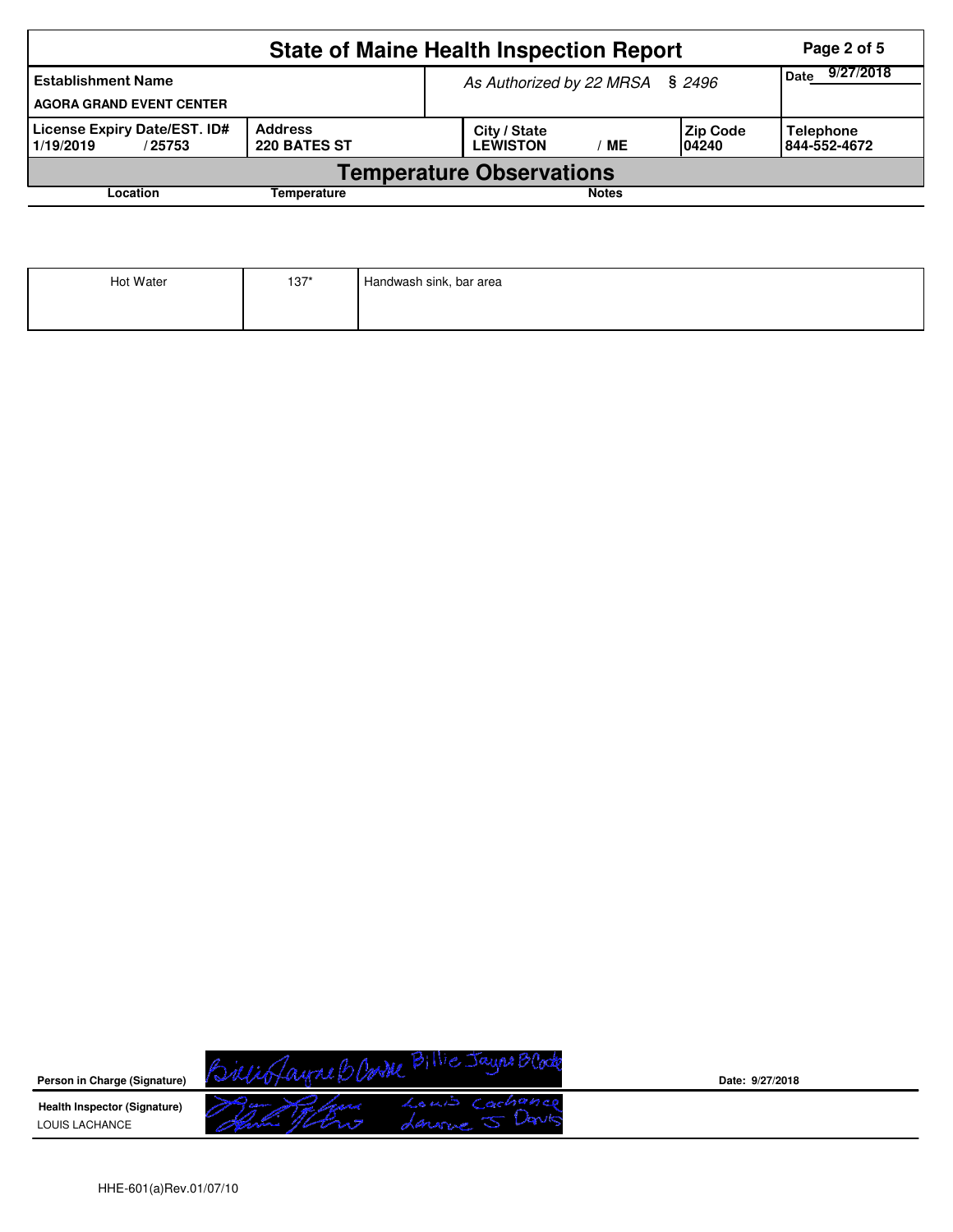# State of Maine Health Inspection Report

| Establishment Name | As Authorized by 22 MRSA § 2496 | | | Date 9/27/2018 |
|---|---|---|---|---|
| AGORA GRAND EVENT CENTER | | | | |

| License Expiry Date/EST. ID# | Address | City / State | Zip Code | Telephone |
|---|---|---|---|---|
| 1/19/2019 / 25753 | 220 BATES ST | LEWISTON / ME | 04240 | 844-552-4672 |

## Temperature Observations

| Location | Temperature | Notes |
|---|---|---|
| Hot Water | 137* | Handwash sink, bar area |

**Person in Charge (Signature)** Billie Jayne B Cooke    **Date:** 9/27/2018

**Health Inspector (Signature)** LOUIS LACHANCE

HHE-601(a)Rev.01/07/10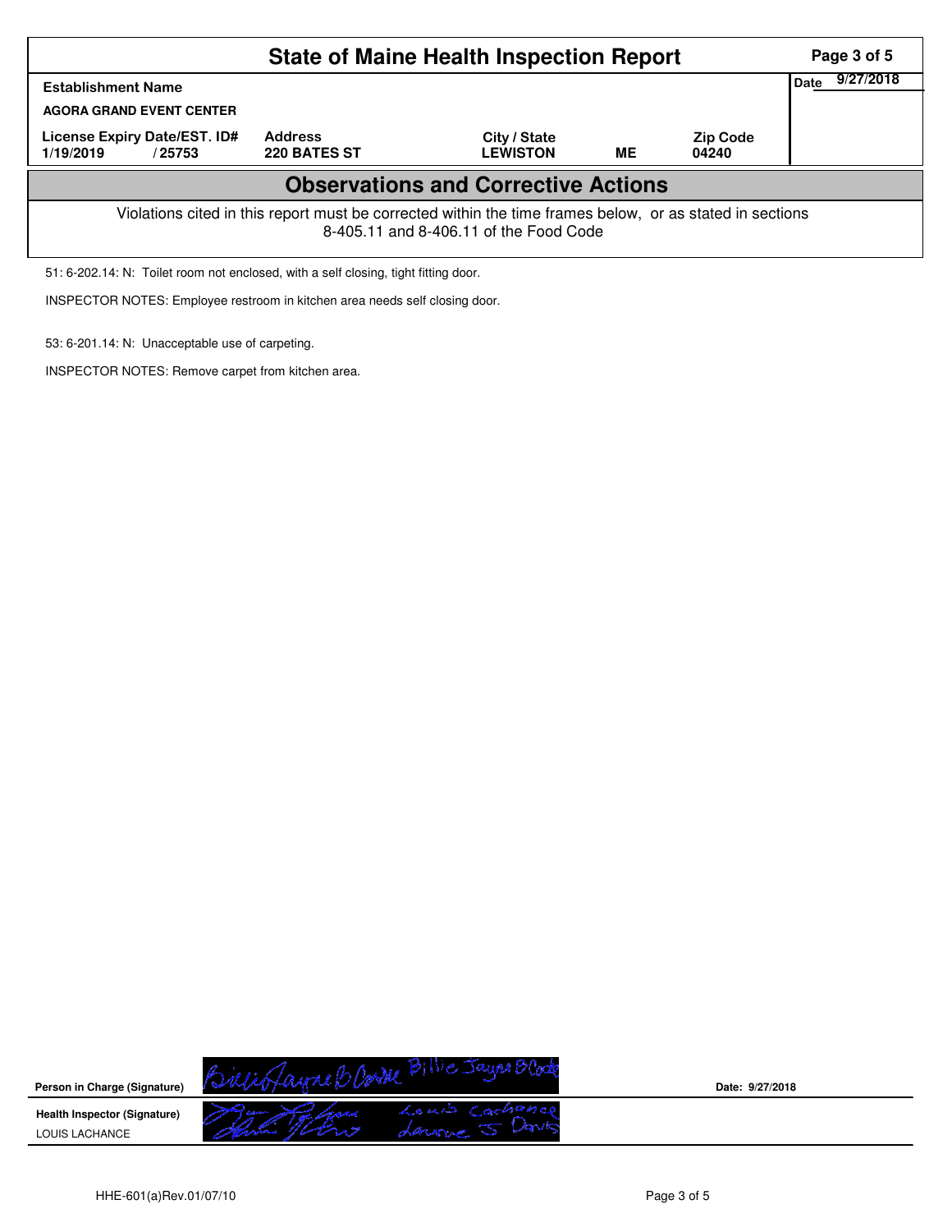# State of Maine Health Inspection Report

| Establishment Name | | | | | Date 9/27/2018 |
|---|---|---|---|---|---|
| AGORA GRAND EVENT CENTER | | | | | |
| License Expiry Date/EST. ID# 1/19/2019 / 25753 | Address 220 BATES ST | City / State LEWISTON | ME | Zip Code 04240 | |

## Observations and Corrective Actions

Violations cited in this report must be corrected within the time frames below, or as stated in sections 8-405.11 and 8-406.11 of the Food Code

51: 6-202.14: N: Toilet room not enclosed, with a self closing, tight fitting door.

INSPECTOR NOTES: Employee restroom in kitchen area needs self closing door.

53: 6-201.14: N: Unacceptable use of carpeting.

INSPECTOR NOTES: Remove carpet from kitchen area.

**Person in Charge (Signature)** Billie Jayne B Cote — Date: 9/27/2018

**Health Inspector (Signature)** LOUIS LACHANCE — Louis Lachance, Laurie S Davis

HHE-601(a)Rev.01/07/10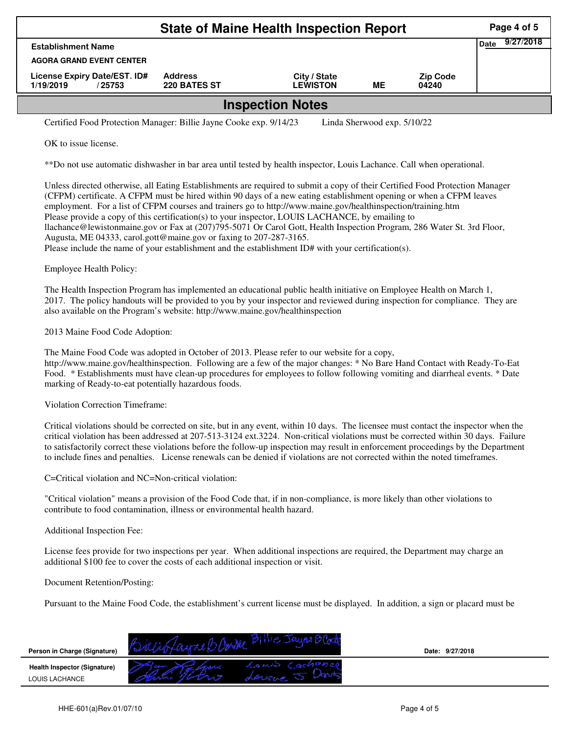# State of Maine Health Inspection Report

| Establishment Name | | | | | Date 9/27/2018 |
|---|---|---|---|---|---|
| AGORA GRAND EVENT CENTER | | | | | |
| License Expiry Date/EST. ID# | Address | City / State | | Zip Code | |
| 1/19/2019 / 25753 | 220 BATES ST | LEWISTON | ME | 04240 | |

## Inspection Notes

Certified Food Protection Manager: Billie Jayne Cooke exp. 9/14/23     Linda Sherwood exp. 5/10/22

OK to issue license.

**Do not use automatic dishwasher in bar area until tested by health inspector, Louis Lachance. Call when operational.

Unless directed otherwise, all Eating Establishments are required to submit a copy of their Certified Food Protection Manager (CFPM) certificate. A CFPM must be hired within 90 days of a new eating establishment opening or when a CFPM leaves employment. For a list of CFPM courses and trainers go to http://www.maine.gov/healthinspection/training.htm
Please provide a copy of this certification(s) to your inspector, LOUIS LACHANCE, by emailing to llachance@lewistonmaine.gov or Fax at (207)795-5071 Or Carol Gott, Health Inspection Program, 286 Water St. 3rd Floor, Augusta, ME 04333, carol.gott@maine.gov or faxing to 207-287-3165.
Please include the name of your establishment and the establishment ID# with your certification(s).

Employee Health Policy:

The Health Inspection Program has implemented an educational public health initiative on Employee Health on March 1, 2017. The policy handouts will be provided to you by your inspector and reviewed during inspection for compliance. They are also available on the Program's website: http://www.maine.gov/healthinspection

2013 Maine Food Code Adoption:

The Maine Food Code was adopted in October of 2013. Please refer to our website for a copy, http://www.maine.gov/healthinspection. Following are a few of the major changes: * No Bare Hand Contact with Ready-To-Eat Food. * Establishments must have clean-up procedures for employees to follow following vomiting and diarrheal events. * Date marking of Ready-to-eat potentially hazardous foods.

Violation Correction Timeframe:

Critical violations should be corrected on site, but in any event, within 10 days. The licensee must contact the inspector when the critical violation has been addressed at 207-513-3124 ext.3224. Non-critical violations must be corrected within 30 days. Failure to satisfactorily correct these violations before the follow-up inspection may result in enforcement proceedings by the Department to include fines and penalties. License renewals can be denied if violations are not corrected within the noted timeframes.

C=Critical violation and NC=Non-critical violation:

"Critical violation" means a provision of the Food Code that, if in non-compliance, is more likely than other violations to contribute to food contamination, illness or environmental health hazard.

Additional Inspection Fee:

License fees provide for two inspections per year. When additional inspections are required, the Department may charge an additional $100 fee to cover the costs of each additional inspection or visit.

Document Retention/Posting:

Pursuant to the Maine Food Code, the establishment's current license must be displayed. In addition, a sign or placard must be

| | | |
|---|---|---|
| Person in Charge (Signature) | Billie Jayne B Cooke | Date: 9/27/2018 |
| Health Inspector (Signature) LOUIS LACHANCE | Louis Lachance Laurie J Davis | |

HHE-601(a)Rev.01/07/10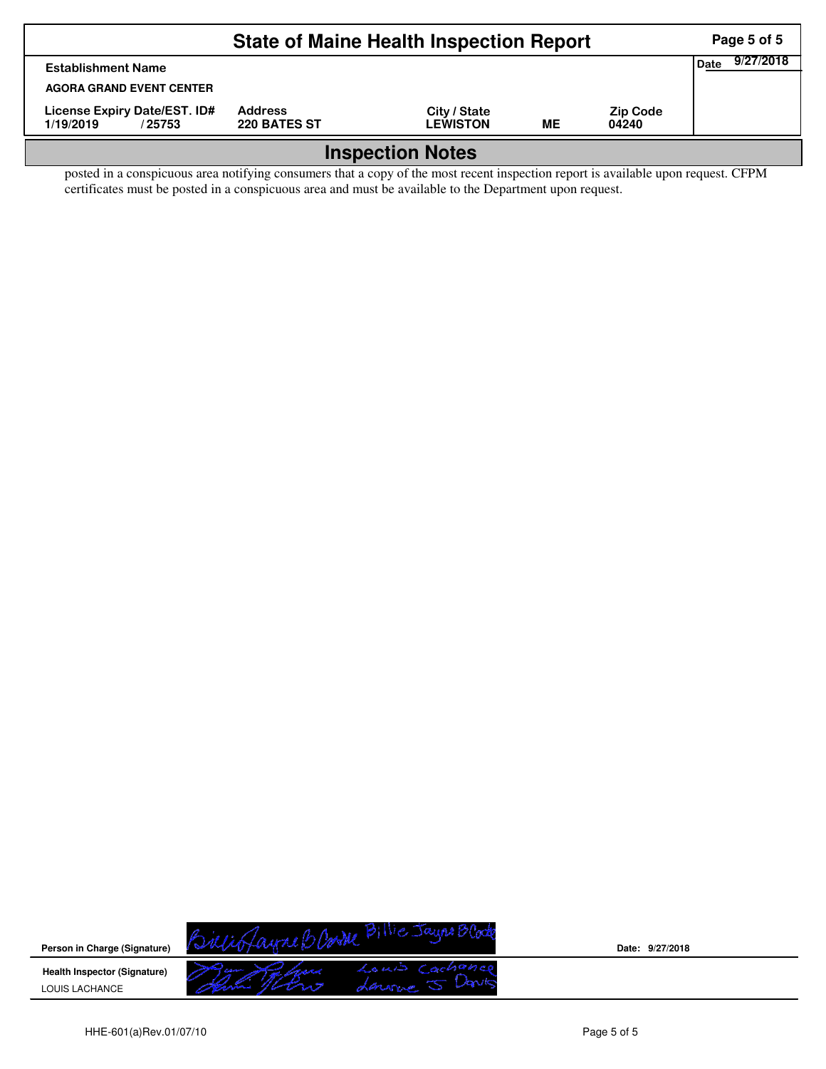# State of Maine Health Inspection Report

| Establishment Name | | | | | Date | 9/27/2018 |
|---|---|---|---|---|---|---|
| AGORA GRAND EVENT CENTER | | | | | | |
| License Expiry Date/EST. ID# | | Address | City / State | | Zip Code | |
| 1/19/2019 | / 25753 | 220 BATES ST | LEWISTON | ME | 04240 | |

## Inspection Notes

posted in a conspicuous area notifying consumers that a copy of the most recent inspection report is available upon request. CFPM certificates must be posted in a conspicuous area and must be available to the Department upon request.

**Person in Charge (Signature)** Billie Jayne B Cook

**Date:** 9/27/2018

**Health Inspector (Signature)** Louis Lachance Laurie J Davis

LOUIS LACHANCE

HHE-601(a)Rev.01/07/10